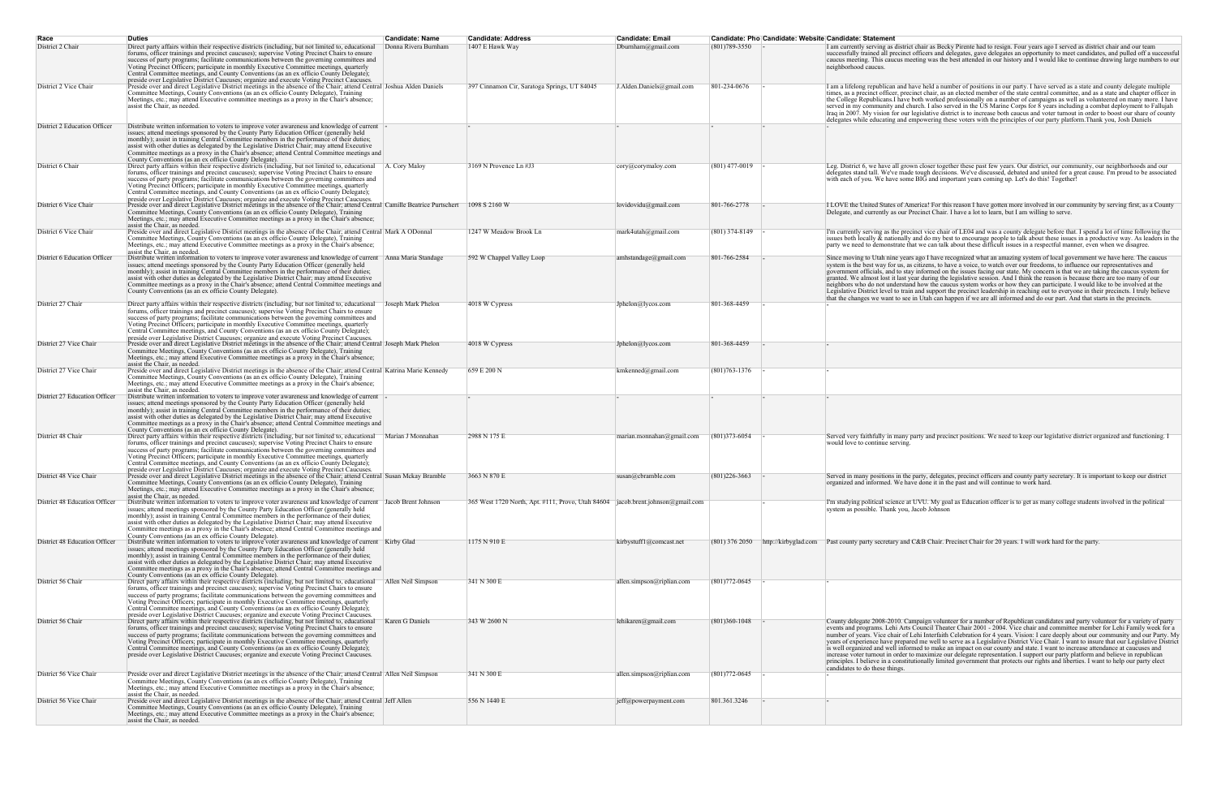| Race | Duties | Candidate: Name | Candidate: Address | Candidate: Email | Candidate: Pho | Candidate: Website | Candidate: Statement |
|---|---|---|---|---|---|---|---|
| District 2 Chair | Direct party affairs within their respective districts (including, but not limited to, educational forums, officer trainings and precinct caucuses); supervise Voting Precinct Chairs to ensure success of party programs; facilitate communications between the governing committees and Voting Precinct Officers; participate in monthly Executive Committee meetings, quarterly Central Committee meetings, and County Conventions (as an ex officio County Delegate); preside over Legislative District Caucuses; organize and execute Voting Precinct Caucuses. | Donna Rivera Burnham | 1407 E Hawk Way | Dburnham@gmail.com | (801)789-3550 | - | I am currently serving as district chair as Becky Pirente had to resign. Four years ago I served as district chair and our team successfully trained all precinct officers and delegates, gave delegates an opportunity to meet candidates, and pulled off a successful caucus meeting. This caucus meeting was the best attended in our history and I would like to continue drawing large numbers to our neighborhood caucus. |
| District 2 Vice Chair | Preside over and direct Legislative District meetings in the absence of the Chair; attend Central Committee Meetings, County Conventions (as an ex officio County Delegate), Training Meetings, etc.; may attend Executive committee meetings as a proxy in the Chair's absence; assist the Chair, as needed. | Joshua Alden Daniels | 397 Cinnamon Cir, Saratoga Springs, UT 84045 | J.Alden.Daniels@gmail.com | 801-234-0676 | - | I am a lifelong republican and have held a number of positions in our party. I have served as a state and county delegate multiple times, as a precinct officer, precinct chair, as an elected member of the state central committee, and as a state and chapter officer in the College Republicans.I have both worked professionally on a number of campaigns as well as volunteered on many more. I have served in my community and church. I also served in the US Marine Corps for 8 years including a combat deployment to Fallujah Iraq in 2007. My vision for our legislative district is to increase both caucus and voter turnout in order to boost our share of county delegates while educating and empowering these voters with the principles of our party platform.Thank you, Josh Daniels |
| District 2 Education Officer | Distribute written information to voters to improve voter awareness and knowledge of current issues; attend meetings sponsored by the County Party Education Officer (generally held monthly); assist in training Central Committee members in the performance of their duties; assist with other duties as delegated by the Legislative District Chair; may attend Executive Committee meetings as a proxy in the Chair's absence; attend Central Committee meetings and County Conventions (as an ex officio County Delegate). | - | - | - | - | - | - |
| District 6 Chair | Direct party affairs within their respective districts (including, but not limited to, educational forums, officer trainings and precinct caucuses); supervise Voting Precinct Chairs to ensure success of party programs; facilitate communications between the governing committees and Voting Precinct Officers; participate in monthly Executive Committee meetings, quarterly Central Committee meetings, and County Conventions (as an ex officio County Delegate); preside over Legislative District Caucuses; organize and execute Voting Precinct Caucuses. | A. Cory Maloy | 3169 N Provence Ln #J3 | cory@corymaloy.com | (801) 477-0019 | - | Leg. District 6, we have all grown closer together these past few years. Our district, our community, our neighborhoods and our delegates stand tall. We've made tough decisions. We've discussed, debated and united for a great cause. I'm proud to be associated with each of you. We have some BIG and important years coming up. Let's do this! Together! |
| District 6 Vice Chair | Preside over and direct Legislative District meetings in the absence of the Chair; attend Central Committee Meetings, County Conventions (as an ex officio County Delegate), Training Meetings, etc.; may attend Executive Committee meetings as a proxy in the Chair's absence; assist the Chair, as needed. | Camille Beatrice Purtschert | 1098 S 2160 W | lovidovidu@gmail.com | 801-766-2778 | - | I LOVE the United States of America! For this reason I have gotten more involved in our community by serving first, as a County Delegate, and currently as our Precinct Chair. I have a lot to learn, but I am willing to serve. |
| District 6 Vice Chair | Preside over and direct Legislative District meetings in the absence of the Chair; attend Central Committee Meetings, County Conventions (as an ex officio County Delegate), Training Meetings, etc.; may attend Executive Committee meetings as a proxy in the Chair's absence; assist the Chair, as needed. | Mark A ODonnal | 1247 W Meadow Brook Ln | mark4utah@gmail.com | (801) 374-8149 | - | I'm currently serving as the precinct vice chair of LE04 and was a county delegate before that. I spend a lot of time following the issues both locally & nationally and do my best to encourage people to talk about these issues in a productive way. As leaders in the party we need to demonstrate that we can talk about these difficult issues in a respectful manner, even when we disagree. |
| District 6 Education Officer | Distribute written information to voters to improve voter awareness and knowledge of current issues; attend meetings sponsored by the County Party Education Officer (generally held monthly); assist in training Central Committee members in the performance of their duties; assist with other duties as delegated by the Legislative District Chair; may attend Executive Committee meetings as a proxy in the Chair's absence; attend Central Committee meetings and County Conventions (as an ex officio County Delegate). | Anna Maria Standage | 592 W Chappel Valley Loop | amhstandage@gmail.com | 801-766-2584 | - | Since moving to Utah nine years ago I have recognized what an amazing system of local government we have here. The caucus system is the best way for us, as citizens, to have a voice, to watch over our freedoms, to influence our representatives and government officials, and to stay informed on the issues facing our state. My concern is that we are taking the caucus system for granted. We almost lost it last year during the legislative session. And I think the reason is because there are too many of our neighbors who do not understand how the caucus system works or how they can participate. I would like to be involved at the Legislative District level to train and support the precinct leadership in reaching out to everyone in their precincts. I truly believe that the changes we want to see in Utah can happen if we are all informed and do our part. And that starts in the precincts. |
| District 27 Chair | Direct party affairs within their respective districts (including, but not limited to, educational forums, officer trainings and precinct caucuses); supervise Voting Precinct Chairs to ensure success of party programs; facilitate communications between the governing committees and Voting Precinct Officers; participate in monthly Executive Committee meetings, quarterly Central Committee meetings, and County Conventions (as an ex officio County Delegate); preside over Legislative District Caucuses; organize and execute Voting Precinct Caucuses. | Joseph Mark Phelon | 4018 W Cypress | Jphelon@lycos.com | 801-368-4459 | - | - |
| District 27 Vice Chair | Preside over and direct Legislative District meetings in the absence of the Chair; attend Central Committee Meetings, County Conventions (as an ex officio County Delegate), Training Meetings, etc.; may attend Executive Committee meetings as a proxy in the Chair's absence; assist the Chair, as needed. | Joseph Mark Phelon | 4018 W Cypress | Jphelon@lycos.com | 801-368-4459 | - | - |
| District 27 Vice Chair | Preside over and direct Legislative District meetings in the absence of the Chair; attend Central Committee Meetings, County Conventions (as an ex officio County Delegate), Training Meetings, etc.; may attend Executive Committee meetings as a proxy in the Chair's absence; assist the Chair, as needed. | Katrina Marie Kennedy | 659 E 200 N | kmkenned@gmail.com | (801)763-1376 | - | - |
| District 27 Education Officer | Distribute written information to voters to improve voter awareness and knowledge of current issues; attend meetings sponsored by the County Party Education Officer (generally held monthly); assist in training Central Committee members in the performance of their duties; assist with other duties as delegated by the Legislative District Chair; may attend Executive Committee meetings as a proxy in the Chair's absence; attend Central Committee meetings and County Conventions (as an ex officio County Delegate). | - | - | - | - | - | - |
| District 48 Chair | Direct party affairs within their respective districts (including, but not limited to, educational forums, officer trainings and precinct caucuses); supervise Voting Precinct Chairs to ensure success of party programs; facilitate communications between the governing committees and Voting Precinct Officers; participate in monthly Executive Committee meetings, quarterly Central Committee meetings, and County Conventions (as an ex officio County Delegate); preside over Legislative District Caucuses; organize and execute Voting Precinct Caucuses. | Marian J Monnahan | 2988 N 175 E | marian.monnahan@gmail.com | (801)373-6054 | - | Served very faithfully in many party and precinct positions. We need to keep our legislative district organized and functioning. I would love to continue serving. |
| District 48 Vice Chair | Preside over and direct Legislative District meetings in the absence of the Chair; attend Central Committee Meetings, County Conventions (as an ex officio County Delegate), Training Meetings, etc.; may attend Executive Committee meetings as a proxy in the Chair's absence; assist the Chair, as needed. | Susan Mckay Bramble | 3663 N 870 E | susan@cbramble.com | (801)226-3663 | - | Served in many positions in the party, delegates, precinct officers and county party secretary. It is important to keep our district organized and informed. We have done it in the past and will continue to work hard. |
| District 48 Education Officer | Distribute written information to voters to improve voter awareness and knowledge of current issues; attend meetings sponsored by the County Party Education Officer (generally held monthly); assist in training Central Committee members in the performance of their duties; assist with other duties as delegated by the Legislative District Chair; may attend Executive Committee meetings as a proxy in the Chair's absence; attend Central Committee meetings and County Conventions (as an ex officio County Delegate). | Jacob Brent Johnson | 365 West 1720 North, Apt. #111, Provo, Utah 84604 | jacob.brent.johnson@gmail.com | | - | I'm studying political science at UVU. My goal as Education officer is to get as many college students involved in the political system as possible. Thank you, Jacob Johnson |
| District 48 Education Officer | Distribute written information to voters to improve voter awareness and knowledge of current issues; attend meetings sponsored by the County Party Education Officer (generally held monthly); assist in training Central Committee members in the performance of their duties; assist with other duties as delegated by the Legislative District Chair; may attend Executive Committee meetings as a proxy in the Chair's absence; attend Central Committee meetings and County Conventions (as an ex officio County Delegate). | Kirby Glad | 1175 N 910 E | kirbystuff1@comcast.net | (801) 376 2050 | http://kirbyglad.com | Past county party secretary and C&B Chair. Precinct Chair for 20 years. I will work hard for the party. |
| District 56 Chair | Direct party affairs within their respective districts (including, but not limited to, educational forums, officer trainings and precinct caucuses); supervise Voting Precinct Chairs to ensure success of party programs; facilitate communications between the governing committees and Voting Precinct Officers; participate in monthly Executive Committee meetings, quarterly Central Committee meetings, and County Conventions (as an ex officio County Delegate); preside over Legislative District Caucuses; organize and execute Voting Precinct Caucuses. | Allen Neil Simpson | 341 N 300 E | allen.simpson@riplian.com | (801)772-0645 | - | - |
| District 56 Chair | Direct party affairs within their respective districts (including, but not limited to, educational forums, officer trainings and precinct caucuses); supervise Voting Precinct Chairs to ensure success of party programs; facilitate communications between the governing committees and Voting Precinct Officers; participate in monthly Executive Committee meetings, quarterly Central Committee meetings, and County Conventions (as an ex officio County Delegate); preside over Legislative District Caucuses; organize and execute Voting Precinct Caucuses. | Karen G Daniels | 343 W 2600 N | lehikaren@gmail.com | (801)360-1048 | - | County delegate 2008-2010. Campaign volunteer for a number of Republican candidates and party volunteer for a variety of party events and programs. Lehi Arts Council Theater Chair 2001 - 2004. Vice chair and committee member for Lehi Family week for a number of years. Vice chair of Lehi Interfaith Celebration for 4 years. Vision: I care deeply about our community and our Party. My years of experience have prepared me well to serve as a Legislative District Vice Chair. I want to insure that our Legislative District is well organized and well informed to make an impact on our county and state. I want to increase attendance at caucuses and increase voter turnout in order to maximize our delegate representation. I support our party platform and believe in republican principles. I believe in a constitutionally limited government that protects our rights and liberties. I want to help our party elect candidates to do these things. |
| District 56 Vice Chair | Preside over and direct Legislative District meetings in the absence of the Chair; attend Central Committee Meetings, County Conventions (as an ex officio County Delegate), Training Meetings, etc.; may attend Executive Committee meetings as a proxy in the Chair's absence; assist the Chair, as needed. | Allen Neil Simpson | 341 N 300 E | allen.simpson@riplian.com | (801)772-0645 | - | - |
| District 56 Vice Chair | Preside over and direct Legislative District meetings in the absence of the Chair; attend Central Committee Meetings, County Conventions (as an ex officio County Delegate), Training Meetings, etc.; may attend Executive Committee meetings as a proxy in the Chair's absence; assist the Chair, as needed. | Jeff Allen | 556 N 1440 E | jeff@powerpayment.com | 801.361.3246 | - | - |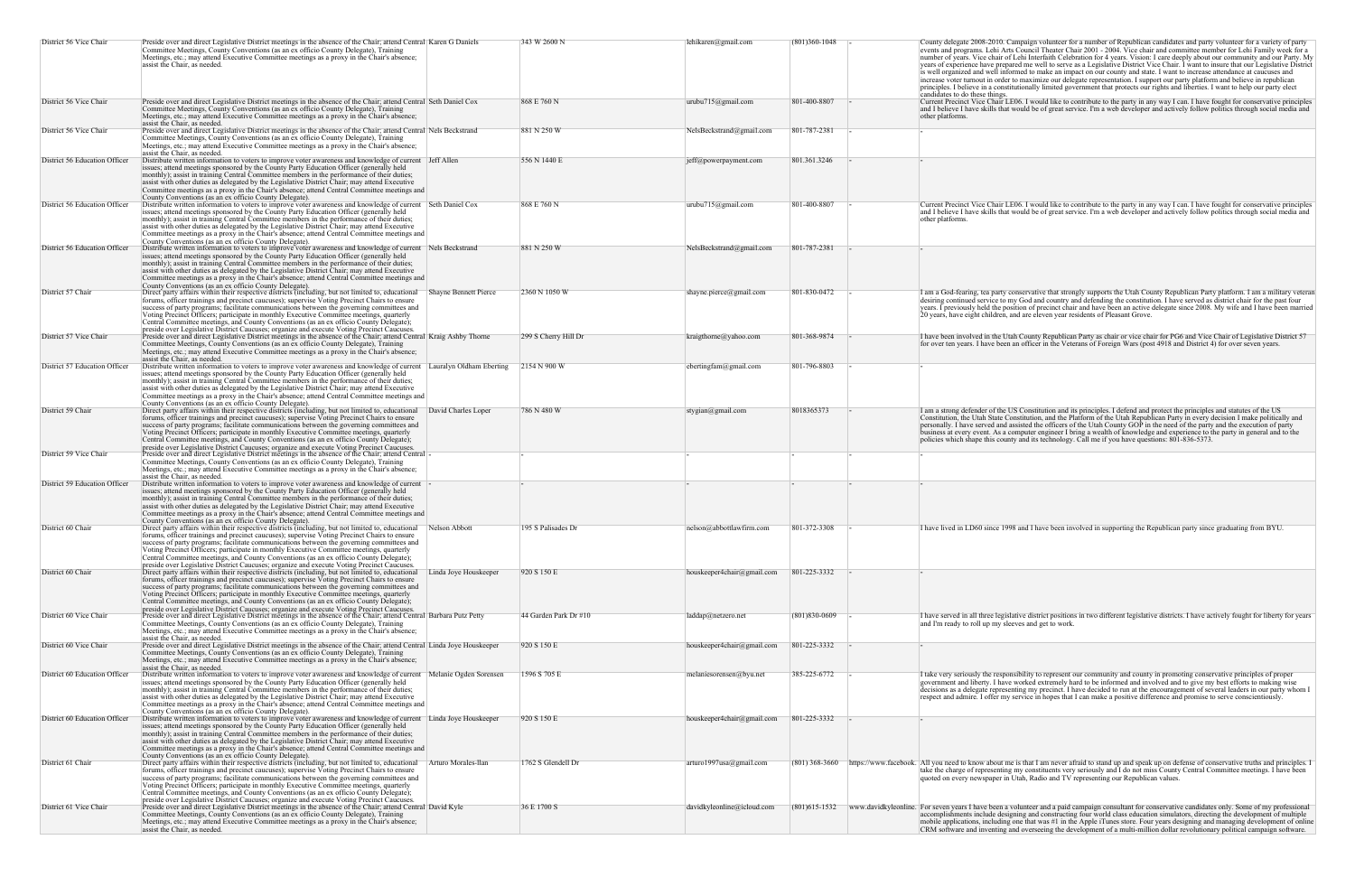| District 56 Vice Chair | Preside over and direct Legislative District meetings in the absence of the Chair; attend Central Committee Meetings, County Conventions (as an ex officio County Delegate), Training Meetings, etc.; may attend Executive Committee meetings as a proxy in the Chair's absence; assist the Chair, as needed. | Karen G Daniels | 343 W 2600 N | lehikaren@gmail.com | (801)360-1048 | - | County delegate 2008-2010. Campaign volunteer for a number of Republican candidates and party volunteer for a variety of party events and programs. Lehi Arts Council Theater Chair 2001 - 2004. Vice chair and committee member for Lehi Family week for a number of years. Vice chair of Lehi Interfaith Celebration for 4 years. Vision: I care deeply about our community and our Party. My years of experience have prepared me well to serve as a Legislative District Vice Chair. I want to insure that our Legislative District is well organized and well informed to make an impact on our county and state. I want to increase attendance at caucuses and increase voter turnout in order to maximize our delegate representation. I support our party platform and believe in republican principles. I believe in a constitutionally limited government that protects our rights and liberties. I want to help our party elect candidates to do these things. |
|---|---|---|---|---|---|---|---|
| District 56 Vice Chair | Preside over and direct Legislative District meetings in the absence of the Chair; attend Central Committee Meetings, County Conventions (as an ex officio County Delegate), Training Meetings, etc.; may attend Executive Committee meetings as a proxy in the Chair's absence; assist the Chair, as needed. | Seth Daniel Cox | 868 E 760 N | urubu715@gmail.com | 801-400-8807 | - | Current Precinct Vice Chair LE06. I would like to contribute to the party in any way I can. I have fought for conservative principles and I believe I have skills that would be of great service. I'm a web developer and actively follow politics through social media and other platforms. |
| District 56 Vice Chair | Preside over and direct Legislative District meetings in the absence of the Chair; attend Central Committee Meetings, County Conventions (as an ex officio County Delegate), Training Meetings, etc.; may attend Executive Committee meetings as a proxy in the Chair's absence; assist the Chair, as needed. | Nels Beckstrand | 881 N 250 W | NelsBeckstrand@gmail.com | 801-787-2381 | - | - |
| District 56 Education Officer | Distribute written information to voters to improve voter awareness and knowledge of current issues; attend meetings sponsored by the County Party Education Officer (generally held monthly); assist in training Central Committee members in the performance of their duties; assist with other duties as delegated by the Legislative District Chair; may attend Executive Committee meetings as a proxy in the Chair's absence; attend Central Committee meetings and County Conventions (as an ex officio County Delegate). | Jeff Allen | 556 N 1440 E | jeff@powerpayment.com | 801.361.3246 | - | - |
| District 56 Education Officer | Distribute written information to voters to improve voter awareness and knowledge of current issues; attend meetings sponsored by the County Party Education Officer (generally held monthly); assist in training Central Committee members in the performance of their duties; assist with other duties as delegated by the Legislative District Chair; may attend Executive Committee meetings as a proxy in the Chair's absence; attend Central Committee meetings and County Conventions (as an ex officio County Delegate). | Seth Daniel Cox | 868 E 760 N | urubu715@gmail.com | 801-400-8807 | - | Current Precinct Vice Chair LE06. I would like to contribute to the party in any way I can. I have fought for conservative principles and I believe I have skills that would be of great service. I'm a web developer and actively follow politics through social media and other platforms. |
| District 56 Education Officer | Distribute written information to voters to improve voter awareness and knowledge of current issues; attend meetings sponsored by the County Party Education Officer (generally held monthly); assist in training Central Committee members in the performance of their duties; assist with other duties as delegated by the Legislative District Chair; may attend Executive Committee meetings as a proxy in the Chair's absence; attend Central Committee meetings and County Conventions (as an ex officio County Delegate). | Nels Beckstrand | 881 N 250 W | NelsBeckstrand@gmail.com | 801-787-2381 | - | - |
| District 57 Chair | Direct party affairs within their respective districts (including, but not limited to, educational forums, officer trainings and precinct caucuses); supervise Voting Precinct Chairs to ensure success of party programs; facilitate communications between the governing committees and Voting Precinct Officers; participate in monthly Executive Committee meetings, quarterly Central Committee meetings, and County Conventions (as an ex officio County Delegate); preside over Legislative District Caucuses; organize and execute Voting Precinct Caucuses. | Shayne Bennett Pierce | 2360 N 1050 W | shayne.pierce@gmail.com | 801-830-0472 | - | I am a God-fearing, tea party conservative that strongly supports the Utah County Republican Party platform. I am a military veteran desiring continued service to my God and country and defending the constitution. I have served as district chair for the past four years. I previously held the position of precinct chair and have been an active delegate since 2008. My wife and I have been married 20 years, have eight children, and are eleven year residents of Pleasant Grove. |
| District 57 Vice Chair | Preside over and direct Legislative District meetings in the absence of the Chair; attend Central Committee Meetings, County Conventions (as an ex officio County Delegate), Training Meetings, etc.; may attend Executive Committee meetings as a proxy in the Chair's absence; assist the Chair, as needed. | Kraig Ashby Thorne | 299 S Cherry Hill Dr | kraigthorne@yahoo.com | 801-368-9874 | - | I have been involved in the Utah County Republican Party as chair or vice chair for PG6 and Vice Chair of Legislative District 57 for over ten years. I have been an officer in the Veterans of Foreign Wars (post 4918 and District 4) for over seven years. |
| District 57 Education Officer | Distribute written information to voters to improve voter awareness and knowledge of current issues; attend meetings sponsored by the County Party Education Officer (generally held monthly); assist in training Central Committee members in the performance of their duties; assist with other duties as delegated by the Legislative District Chair; may attend Executive Committee meetings as a proxy in the Chair's absence; attend Central Committee meetings and County Conventions (as an ex officio County Delegate). | Lauralyn Oldham Eberting | 2154 N 900 W | ebertingfam@gmail.com | 801-796-8803 | - | - |
| District 59 Chair | Direct party affairs within their respective districts (including, but not limited to, educational forums, officer trainings and precinct caucuses); supervise Voting Precinct Chairs to ensure success of party programs; facilitate communications between the governing committees and Voting Precinct Officers; participate in monthly Executive Committee meetings, quarterly Central Committee meetings, and County Conventions (as an ex officio County Delegate); preside over Legislative District Caucuses; organize and execute Voting Precinct Caucuses. | David Charles Loper | 786 N 480 W | stygian@gmail.com | 8018365373 | - | I am a strong defender of the US Constitution and its principles. I defend and protect the principles and statutes of the US Constitution, the Utah State Constitution, and the Platform of the Utah Republican Party in every decision I make politically and personally. I have served and assisted the officers of the Utah County GOP in the need of the party and the execution of party business at every event. As a computer engineer I bring a wealth of knowledge and experience to the party in general and to the policies which shape this county and its technology. Call me if you have questions: 801-836-5373. |
| District 59 Vice Chair | Preside over and direct Legislative District meetings in the absence of the Chair; attend Central Committee Meetings, County Conventions (as an ex officio County Delegate), Training Meetings, etc.; may attend Executive Committee meetings as a proxy in the Chair's absence; assist the Chair, as needed. | - | - | - | - | - | - |
| District 59 Education Officer | Distribute written information to voters to improve voter awareness and knowledge of current issues; attend meetings sponsored by the County Party Education Officer (generally held monthly); assist in training Central Committee members in the performance of their duties; assist with other duties as delegated by the Legislative District Chair; may attend Executive Committee meetings as a proxy in the Chair's absence; attend Central Committee meetings and County Conventions (as an ex officio County Delegate). | - | - | - | - | - | - |
| District 60 Chair | Direct party affairs within their respective districts (including, but not limited to, educational forums, officer trainings and precinct caucuses); supervise Voting Precinct Chairs to ensure success of party programs; facilitate communications between the governing committees and Voting Precinct Officers; participate in monthly Executive Committee meetings, quarterly Central Committee meetings, and County Conventions (as an ex officio County Delegate); preside over Legislative District Caucuses; organize and execute Voting Precinct Caucuses. | Nelson Abbott | 195 S Palisades Dr | nelson@abbottlawfirm.com | 801-372-3308 | - | I have lived in LD60 since 1998 and I have been involved in supporting the Republican party since graduating from BYU. |
| District 60 Chair | Direct party affairs within their respective districts (including, but not limited to, educational forums, officer trainings and precinct caucuses); supervise Voting Precinct Chairs to ensure success of party programs; facilitate communications between the governing committees and Voting Precinct Officers; participate in monthly Executive Committee meetings, quarterly Central Committee meetings, and County Conventions (as an ex officio County Delegate); preside over Legislative District Caucuses; organize and execute Voting Precinct Caucuses. | Linda Joye Houskeeper | 920 S 150 E | houskeeper4chair@gmail.com | 801-225-3332 | - | - |
| District 60 Vice Chair | Preside over and direct Legislative District meetings in the absence of the Chair; attend Central Committee Meetings, County Conventions (as an ex officio County Delegate), Training Meetings, etc.; may attend Executive Committee meetings as a proxy in the Chair's absence; assist the Chair, as needed. | Barbara Putz Petty | 44 Garden Park Dr #10 | laddap@netzero.net | (801)830-0609 | - | I have served in all three legislative district positions in two different legislative districts. I have actively fought for liberty for years and I'm ready to roll up my sleeves and get to work. |
| District 60 Vice Chair | Preside over and direct Legislative District meetings in the absence of the Chair; attend Central Committee Meetings, County Conventions (as an ex officio County Delegate), Training Meetings, etc.; may attend Executive Committee meetings as a proxy in the Chair's absence; assist the Chair, as needed. | Linda Joye Houskeeper | 920 S 150 E | houskeeper4chair@gmail.com | 801-225-3332 | - | - |
| District 60 Education Officer | Distribute written information to voters to improve voter awareness and knowledge of current issues; attend meetings sponsored by the County Party Education Officer (generally held monthly); assist in training Central Committee members in the performance of their duties; assist with other duties as delegated by the Legislative District Chair; may attend Executive Committee meetings as a proxy in the Chair's absence; attend Central Committee meetings and County Conventions (as an ex officio County Delegate). | Melanie Ogden Sorensen | 1596 S 705 E | melaniesorensen@byu.net | 385-225-6772 | - | I take very seriously the responsibility to represent our community and county in promoting conservative principles of proper government and liberty. I have worked extremely hard to be informed and involved and to give my best efforts to making wise decisions as a delegate representing my precinct. I have decided to run at the encouragement of several leaders in our party whom I respect and admire. I offer my service in hopes that I can make a positive difference and promise to serve conscientiously. |
| District 60 Education Officer | Distribute written information to voters to improve voter awareness and knowledge of current issues; attend meetings sponsored by the County Party Education Officer (generally held monthly); assist in training Central Committee members in the performance of their duties; assist with other duties as delegated by the Legislative District Chair; may attend Executive Committee meetings as a proxy in the Chair's absence; attend Central Committee meetings and County Conventions (as an ex officio County Delegate). | Linda Joye Houskeeper | 920 S 150 E | houskeeper4chair@gmail.com | 801-225-3332 | - | - |
| District 61 Chair | Direct party affairs within their respective districts (including, but not limited to, educational forums, officer trainings and precinct caucuses); supervise Voting Precinct Chairs to ensure success of party programs; facilitate communications between the governing committees and Voting Precinct Officers; participate in monthly Executive Committee meetings, quarterly Central Committee meetings, and County Conventions (as an ex officio County Delegate); preside over Legislative District Caucuses; organize and execute Voting Precinct Caucuses. | Arturo Morales-llan | 1762 S Glendell Dr | arturo1997usa@gmail.com | (801) 368-3660 | https://www.facebook. | All you need to know about me is that I am never afraid to stand up and speak up on defense of conservative truths and principles. I take the charge of representing my constituents very seriously and I do not miss County Central Committee meetings. I have been quoted on every newspaper in Utah, Radio and TV representing our Republican values. |
| District 61 Vice Chair | Preside over and direct Legislative District meetings in the absence of the Chair; attend Central Committee Meetings, County Conventions (as an ex officio County Delegate), Training Meetings, etc.; may attend Executive Committee meetings as a proxy in the Chair's absence; assist the Chair, as needed. | David Kyle | 36 E 1700 S | davidkyleonline@icloud.com | (801)615-1532 | www.davidkyleonline. | For seven years I have been a volunteer and a paid campaign consultant for conservative candidates only. Some of my professional accomplishments include designing and constructing four world class education simulators, directing the development of multiple mobile applications, including one that was #1 in the Apple iTunes store. Four years designing and managing development of online CRM software and inventing and overseeing the development of a multi-million dollar revolutionary political campaign software. |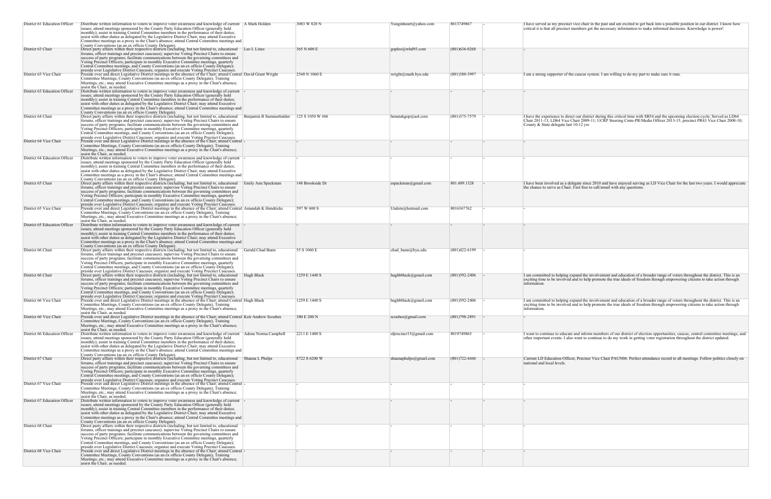| District 61 Education Officer | Distribute written information to voters to improve voter awareness and knowledge of current issues; attend meetings sponsored by the County Party Education Officer (generally held monthly); assist in training Central Committee members in the performance of their duties; assist with other duties as delegated by the Legislative District Chair; may attend Executive Committee meetings as a proxy in the Chair's absence; attend Central Committee meetings and County Conventions (as an ex officio County Delegate). | A Mark Holden | 3083 W 820 N | Yunginheart@yahoo.com | 8013749867 | - | I have served as my precinct vice chair in the past and am excited to get back into a possible position in our district. I know how critical it is that all precinct members get the necessary information to make informed decisions. Knowledge is power! |
|---|---|---|---|---|---|---|---|
| District 63 Chair | Direct party affairs within their respective districts (including, but not limited to, educational forums, officer trainings and precinct caucuses); supervise Voting Precinct Chairs to ensure success of party programs; facilitate communications between the governing committees and Voting Precinct Officers; participate in monthly Executive Committee meetings, quarterly Central Committee meetings, and County Conventions (as an ex officio County Delegate); preside over Legislative District Caucuses; organize and execute Voting Precinct Caucuses. | Leo L Lines | 365 N 600 E | gopleo@whd93.com | (801)636-0268 | - | - |
| District 63 Vice Chair | Preside over and direct Legislative District meetings in the absence of the Chair; attend Central Committee Meetings, County Conventions (as an ex officio County Delegate), Training Meetings, etc.; may attend Executive Committee meetings as a proxy in the Chair's absence; assist the Chair, as needed. | David Grant Wright | 2548 N 1060 E | wright@math.byu.edu | (801)380-3997 | - | I am a strong supporter of the caucus system. I am willing to do my part to make sure it runs. |
| District 63 Education Officer | Distribute written information to voters to improve voter awareness and knowledge of current issues; attend meetings sponsored by the County Party Education Officer (generally held monthly); assist in training Central Committee members in the performance of their duties; assist with other duties as delegated by the Legislative District Chair; may attend Executive Committee meetings as a proxy in the Chair's absence; attend Central Committee meetings and County Conventions (as an ex officio County Delegate). | - | - | - | - | - | - |
| District 64 Chair | Direct party affairs within their respective districts (including, but not limited to, educational forums, officer trainings and precinct caucuses); supervise Voting Precinct Chairs to ensure success of party programs; facilitate communications between the governing committees and Voting Precinct Officers; participate in monthly Executive Committee meetings, quarterly Central Committee meetings, and County Conventions (as an ex officio County Delegate); preside over Legislative District Caucuses; organize and execute Voting Precinct Caucuses. | Benjamin R Summerhalder | 125 S 1050 W #66 | benutahgop@aol.com | (801)375-7579 | - | I have the experience to direct our district during this critical time with SB54 and the upcoming election cycle; Served as LD64 Chair 2011-13; LD64 Vice Chair 2009-11; UCRP Steering Cmte-PR/Media Officer 2013-15; precinct PR43 Vice Chair 2008-10; County & State delegate last 10-12 yrs |
| District 64 Vice Chair | Preside over and direct Legislative District meetings in the absence of the Chair; attend Central Committee Meetings, County Conventions (as an ex officio County Delegate), Training Meetings, etc.; may attend Executive Committee meetings as a proxy in the Chair's absence; assist the Chair, as needed. | - | - | - | - | - | - |
| District 64 Education Officer | Distribute written information to voters to improve voter awareness and knowledge of current issues; attend meetings sponsored by the County Party Education Officer (generally held monthly); assist in training Central Committee members in the performance of their duties; assist with other duties as delegated by the Legislative District Chair; may attend Executive Committee meetings as a proxy in the Chair's absence; attend Central Committee meetings and County Conventions (as an ex officio County Delegate). | - | - | - | - | - | - |
| District 65 Chair | Direct party affairs within their respective districts (including, but not limited to, educational forums, officer trainings and precinct caucuses); supervise Voting Precinct Chairs to ensure success of party programs; facilitate communications between the governing committees and Voting Precinct Officers; participate in monthly Executive Committee meetings, quarterly Central Committee meetings, and County Conventions (as an ex officio County Delegate); preside over Legislative District Caucuses; organize and execute Voting Precinct Caucuses. | Emily Ann Spackman | 148 Brookside Dr | espackman@gmail.com | 801.489.1328 | - | I have been involved as a delegate since 2010 and have enjoyed serving as LD Vice Chair for the last two years. I would appreciate the chance to serve as Chair. Feel free to call/email with any questions. |
| District 65 Vice Chair | Preside over and direct Legislative District meetings in the absence of the Chair; attend Central Committee Meetings, County Conventions (as an ex officio County Delegate), Training Meetings, etc.; may attend Executive Committee meetings as a proxy in the Chair's absence; assist the Chair, as needed. | Amandah K Hendricks | 597 W 600 S | Utahite@hotmail.com | 8016367762 | - | - |
| District 65 Education Officer | Distribute written information to voters to improve voter awareness and knowledge of current issues; attend meetings sponsored by the County Party Education Officer (generally held monthly); assist in training Central Committee members in the performance of their duties; assist with other duties as delegated by the Legislative District Chair; may attend Executive Committee meetings as a proxy in the Chair's absence; attend Central Committee meetings and County Conventions (as an ex officio County Delegate). | - | - | - | - | - | - |
| District 66 Chair | Direct party affairs within their respective districts (including, but not limited to, educational forums, officer trainings and precinct caucuses); supervise Voting Precinct Chairs to ensure success of party programs; facilitate communications between the governing committees and Voting Precinct Officers; participate in monthly Executive Committee meetings, quarterly Central Committee meetings, and County Conventions (as an ex officio County Delegate); preside over Legislative District Caucuses; organize and execute Voting Precinct Caucuses. | Gerald Chad Bunn | 55 S 1060 E | chad_bunn@byu.edu | (801)422-6199 | - | - |
| District 66 Chair | Direct party affairs within their respective districts (including, but not limited to, educational forums, officer trainings and precinct caucuses); supervise Voting Precinct Chairs to ensure success of party programs; facilitate communications between the governing committees and Voting Precinct Officers; participate in monthly Executive Committee meetings, quarterly Central Committee meetings, and County Conventions (as an ex officio County Delegate); preside over Legislative District Caucuses; organize and execute Voting Precinct Caucuses. | Hugh Black | 1259 E 1440 S | hughbblack@gmail.com | (801)592-2406 | - | I am committed to helping expand the involvement and education of a broader range of voters throughout the district. This is an exciting time to be involved and to help promote the true ideals of freedom through empowering citizens to take action through information. |
| District 66 Vice Chair | Preside over and direct Legislative District meetings in the absence of the Chair; attend Central Committee Meetings, County Conventions (as an ex officio County Delegate), Training Meetings, etc.; may attend Executive Committee meetings as a proxy in the Chair's absence; assist the Chair, as needed. | Hugh Black | 1259 E 1440 S | hughbblack@gmail.com | (801)592-2406 | - | I am committed to helping expand the involvement and education of a broader range of voters throughout the district. This is an exciting time to be involved and to help promote the true ideals of freedom through empowering citizens to take action through information. |
| District 66 Vice Chair | Preside over and direct Legislative District meetings in the absence of the Chair; attend Central Committee Meetings, County Conventions (as an ex officio County Delegate), Training Meetings, etc.; may attend Executive Committee meetings as a proxy in the Chair's absence; assist the Chair, as needed. | Keir Andrew Scoubes | 380 E 200 N | scoubes@gmail.com | (801)798-2891 | - | - |
| District 66 Education Officer | Distribute written information to voters to improve voter awareness and knowledge of current issues; attend meetings sponsored by the County Party Education Officer (generally held monthly); assist in training Central Committee members in the performance of their duties; assist with other duties as delegated by the Legislative District Chair; may attend Executive Committee meetings as a proxy in the Chair's absence; attend Central Committee meetings and County Conventions (as an ex officio County Delegate). | Adena Norma Campbell | 2211 E 1400 S | sfprecinct15@gmail.com | 8019749865 | - | I want to continue to educate and inform members of our district of election opportunities, caucus, central committee meetings, and other important events. I also want to continue to do my work in getting voter registration throughout the district updated. |
| District 67 Chair | Direct party affairs within their respective districts (including, but not limited to, educational forums, officer trainings and precinct caucuses); supervise Voting Precinct Chairs to ensure success of party programs; facilitate communications between the governing committees and Voting Precinct Officers; participate in monthly Executive Committee meetings, quarterly Central Committee meetings, and County Conventions (as an ex officio County Delegate); preside over Legislative District Caucuses; organize and execute Voting Precinct Caucuses. | Shauna L Phelps | 8722 S 6200 W | shaunaphelps@gmail.com | (801)722-4446 | - | Current LD Education Officer, Precinct Vice Chair PAUN06. Perfect attendance record to all meetings. Follow politics closely on national and local levels. |
| District 67 Vice Chair | Preside over and direct Legislative District meetings in the absence of the Chair; attend Central Committee Meetings, County Conventions (as an ex officio County Delegate), Training Meetings, etc.; may attend Executive Committee meetings as a proxy in the Chair's absence; assist the Chair, as needed. | - | - | - | - | - | - |
| District 67 Education Officer | Distribute written information to voters to improve voter awareness and knowledge of current issues; attend meetings sponsored by the County Party Education Officer (generally held monthly); assist in training Central Committee members in the performance of their duties; assist with other duties as delegated by the Legislative District Chair; may attend Executive Committee meetings as a proxy in the Chair's absence; attend Central Committee meetings and County Conventions (as an ex officio County Delegate). | - | - | - | - | - | - |
| District 68 Chair | Direct party affairs within their respective districts (including, but not limited to, educational forums, officer trainings and precinct caucuses); supervise Voting Precinct Chairs to ensure success of party programs; facilitate communications between the governing committees and Voting Precinct Officers; participate in monthly Executive Committee meetings, quarterly Central Committee meetings, and County Conventions (as an ex officio County Delegate); preside over Legislative District Caucuses; organize and execute Voting Precinct Caucuses. | - | - | - | - | - | - |
| District 68 Vice Chair | Preside over and direct Legislative District meetings in the absence of the Chair; attend Central Committee Meetings, County Conventions (as an ex officio County Delegate), Training Meetings, etc.; may attend Executive Committee meetings as a proxy in the Chair's absence; assist the Chair, as needed. | - | - | - | - | - | - |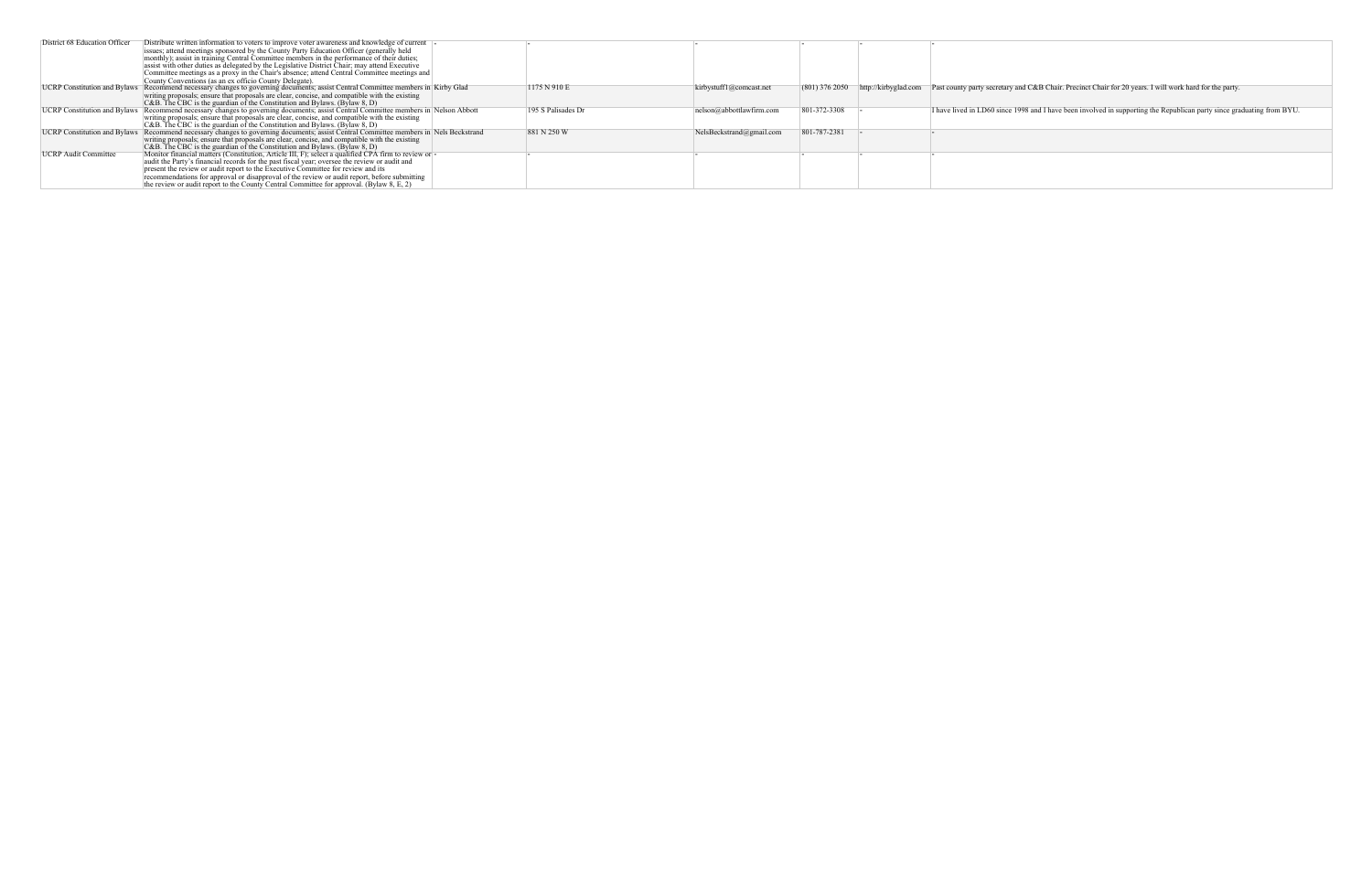| | | | | | | | |
|---|---|---|---|---|---|---|---|
| District 68 Education Officer | Distribute written information to voters to improve voter awareness and knowledge of current issues; attend meetings sponsored by the County Party Education Officer (generally held monthly); assist in training Central Committee members in the performance of their duties; assist with other duties as delegated by the Legislative District Chair; may attend Executive Committee meetings as a proxy in the Chair's absence; attend Central Committee meetings and County Conventions (as an ex officio County Delegate). | - | - | - | - | - | - |
| UCRP Constitution and Bylaws | Recommend necessary changes to governing documents; assist Central Committee members in writing proposals; ensure that proposals are clear, concise, and compatible with the existing C&B. The CBC is the guardian of the Constitution and Bylaws. (Bylaw 8, D) | Kirby Glad | 1175 N 910 E | kirbystuff1@comcast.net | (801) 376 2050 | http://kirbyglad.com | Past county party secretary and C&B Chair. Precinct Chair for 20 years. I will work hard for the party. |
| UCRP Constitution and Bylaws | Recommend necessary changes to governing documents; assist Central Committee members in writing proposals; ensure that proposals are clear, concise, and compatible with the existing C&B. The CBC is the guardian of the Constitution and Bylaws. (Bylaw 8, D) | Nelson Abbott | 195 S Palisades Dr | nelson@abbottlawfirm.com | 801-372-3308 | - | I have lived in LD60 since 1998 and I have been involved in supporting the Republican party since graduating from BYU. |
| UCRP Constitution and Bylaws | Recommend necessary changes to governing documents; assist Central Committee members in writing proposals; ensure that proposals are clear, concise, and compatible with the existing C&B. The CBC is the guardian of the Constitution and Bylaws. (Bylaw 8, D) | Nels Beckstrand | 881 N 250 W | NelsBeckstrand@gmail.com | 801-787-2381 | - | - |
| UCRP Audit Committee | Monitor financial matters (Constitution, Article III, F); select a qualified CPA firm to review or audit the Party's financial records for the past fiscal year; oversee the review or audit and present the review or audit report to the Executive Committee for review and its recommendations for approval or disapproval of the review or audit report, before submitting the review or audit report to the County Central Committee for approval. (Bylaw 8, E, 2) | - | - | - | - | - | - |